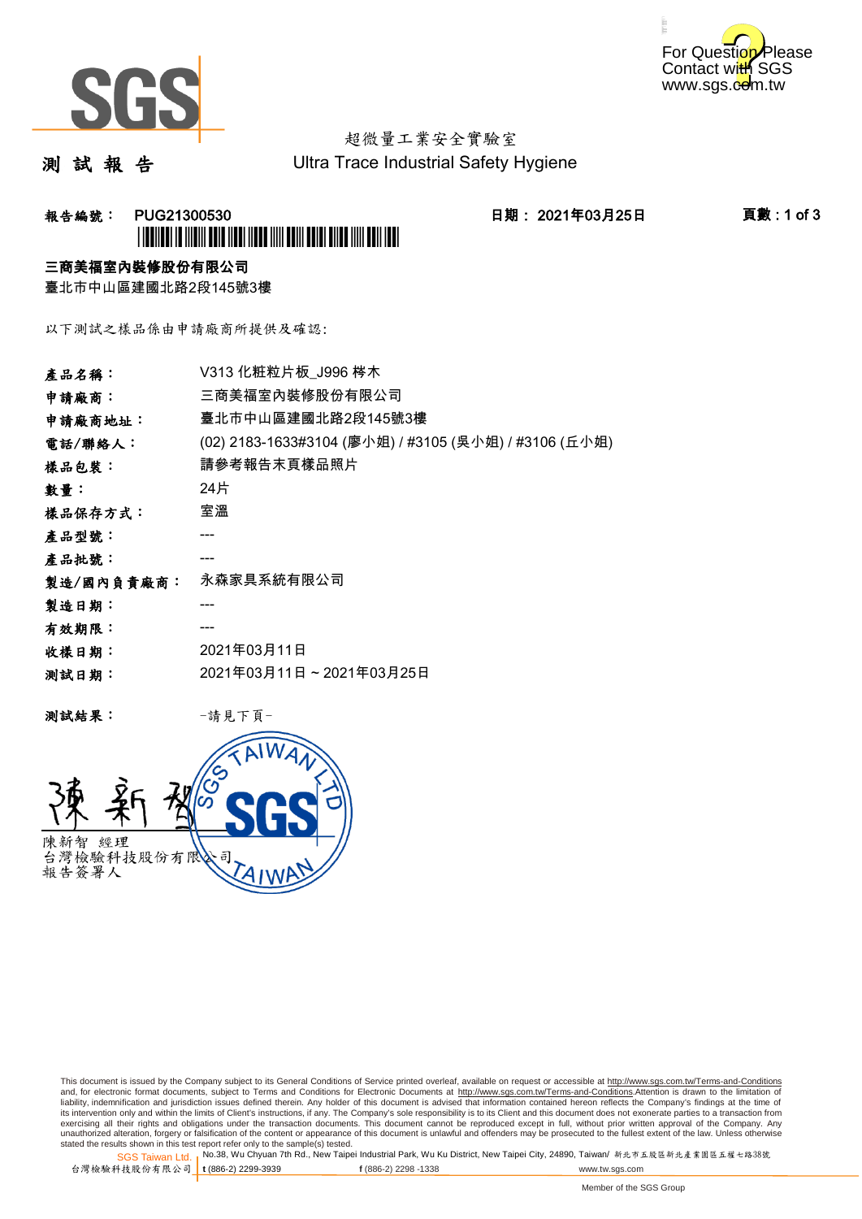超微量工業安全實驗室

Ultra Trace Industrial Safety Hygiene

# 測 試 報 告

**報告編號： PUG21300530**　　**日期： 2021年03月25日**

**三商美福室內裝修股份有限公司**

臺北市中山區建國北路2段145號3樓

以下測試之樣品係由申請廠商所提供及確認:

| | |
|---|---|
| **產品名稱：** | V313 化粧粒片板_J996 梣木 |
| **申請廠商：** | 三商美福室內裝修股份有限公司 |
| **申請廠商地址：** | 臺北市中山區建國北路2段145號3樓 |
| **電話/聯絡人：** | (02) 2183-1633#3104 (廖小姐) / #3105 (吳小姐) / #3106 (丘小姐) |
| **樣品包裝：** | 請參考報告末頁樣品照片 |
| **數量：** | 24片 |
| **樣品保存方式：** | 室溫 |
| **產品型號：** | --- |
| **產品批號：** | --- |
| **製造/國內負責廠商：** | 永森家具系統有限公司 |
| **製造日期：** | --- |
| **有效期限：** | --- |
| **收樣日期：** | 2021年03月11日 |
| **測試日期：** | 2021年03月11日 ~ 2021年03月25日 |

**測試結果：** -請見下頁-

陳新智 經理
台灣檢驗科技股份有限公司
報告簽署人

This document is issued by the Company subject to its General Conditions of Service printed overleaf, available on request or accessible at http://www.sgs.com.tw/Terms-and-Conditions and, for electronic format documents, subject to Terms and Conditions for Electronic Documents at http://www.sgs.com.tw/Terms-and-Conditions.Attention is drawn to the limitation of liability, indemnification and jurisdiction issues defined therein. Any holder of this document is advised that information contained hereon reflects the Company's findings at the time of its intervention only and within the limits of Client's instructions, if any. The Company's sole responsibility is to its Client and this document does not exonerate parties to a transaction from exercising all their rights and obligations under the transaction documents. This document cannot be reproduced except in full, without prior written approval of the Company. Any unauthorized alteration, forgery or falsification of the content or appearance of this document is unlawful and offenders may be prosecuted to the fullest extent of the law. Unless otherwise stated the results shown in this test report refer only to the sample(s) tested.

SGS Taiwan Ltd. 台灣檢驗科技股份有限公司 | No.38, Wu Chyuan 7th Rd., New Taipei Industrial Park, Wu Ku District, New Taipei City, 24890, Taiwan/ 新北市五股區新北產業園區五權七路38號 | t (886-2) 2299-3939 f (886-2) 2298 -1338 www.tw.sgs.com

Member of the SGS Group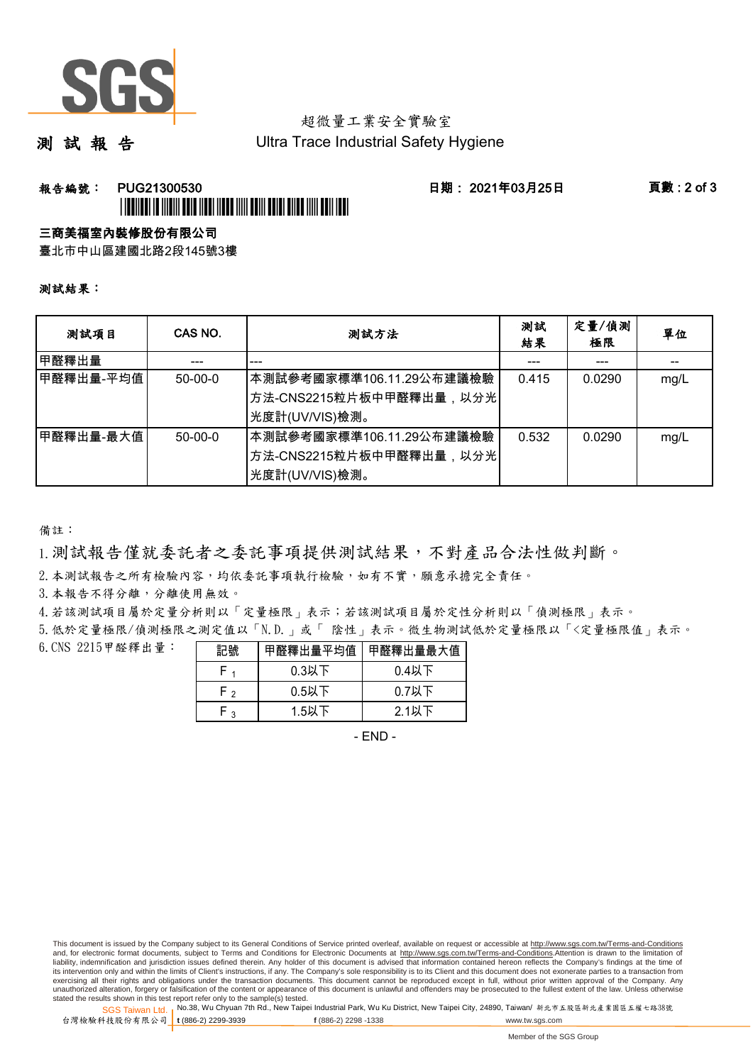超微量工業安全實驗室
Ultra Trace Industrial Safety Hygiene

# 測 試 報 告

**報告編號： PUG21300530** **日期： 2021年03月25日**

**三商美福室內裝修股份有限公司**
臺北市中山區建國北路2段145號3樓

**測試結果：**

| 測試項目 | CAS NO. | 測試方法 | 測試結果 | 定量/偵測極限 | 單位 |
|---|---|---|---|---|---|
| 甲醛釋出量 | --- | --- | --- | --- | -- |
| 甲醛釋出量-平均值 | 50-00-0 | 本測試參考國家標準106.11.29公布建議檢驗方法-CNS2215粒片板中甲醛釋出量，以分光光度計(UV/VIS)檢測。 | 0.415 | 0.0290 | mg/L |
| 甲醛釋出量-最大值 | 50-00-0 | 本測試參考國家標準106.11.29公布建議檢驗方法-CNS2215粒片板中甲醛釋出量，以分光光度計(UV/VIS)檢測。 | 0.532 | 0.0290 | mg/L |

備註：

1. 測試報告僅就委託者之委託事項提供測試結果，不對產品合法性做判斷。
2. 本測試報告之所有檢驗內容，均依委託事項執行檢驗，如有不實，願意承擔完全責任。
3. 本報告不得分離，分離使用無效。
4. 若該測試項目屬於定量分析則以「定量極限」表示；若該測試項目屬於定性分析則以「偵測極限」表示。
5. 低於定量極限/偵測極限之測定值以「N.D.」或「 陰性」表示。微生物測試低於定量極限以「<定量極限值」表示。
6. CNS 2215甲醛釋出量：

| 記號 | 甲醛釋出量平均值 | 甲醛釋出量最大值 |
|---|---|---|
| $F_1$ | 0.3以下 | 0.4以下 |
| $F_2$ | 0.5以下 | 0.7以下 |
| $F_3$ | 1.5以下 | 2.1以下 |

- END -

This document is issued by the Company subject to its General Conditions of Service printed overleaf, available on request or accessible at http://www.sgs.com.tw/Terms-and-Conditions and, for electronic format documents, subject to Terms and Conditions for Electronic Documents at http://www.sgs.com.tw/Terms-and-Conditions.Attention is drawn to the limitation of liability, indemnification and jurisdiction issues defined therein. Any holder of this document is advised that information contained hereon reflects the Company's findings at the time of its intervention only and within the limits of Client's instructions, if any. The Company's sole responsibility is to its Client and this document does not exonerate parties to a transaction from exercising all their rights and obligations under the transaction documents. This document cannot be reproduced except in full, without prior written approval of the Company. Any unauthorized alteration, forgery or falsification of the content or appearance of this document is unlawful and offenders may be prosecuted to the fullest extent of the law. Unless otherwise stated the results shown in this test report refer only to the sample(s) tested.

SGS Taiwan Ltd. 台灣檢驗科技股份有限公司 | No.38, Wu Chyuan 7th Rd., New Taipei Industrial Park, Wu Ku District, New Taipei City, 24890, Taiwan/ 新北市五股區新北產業園區五權七路38號 | t (886-2) 2299-3939 f (886-2) 2298-1338 www.tw.sgs.com

Member of the SGS Group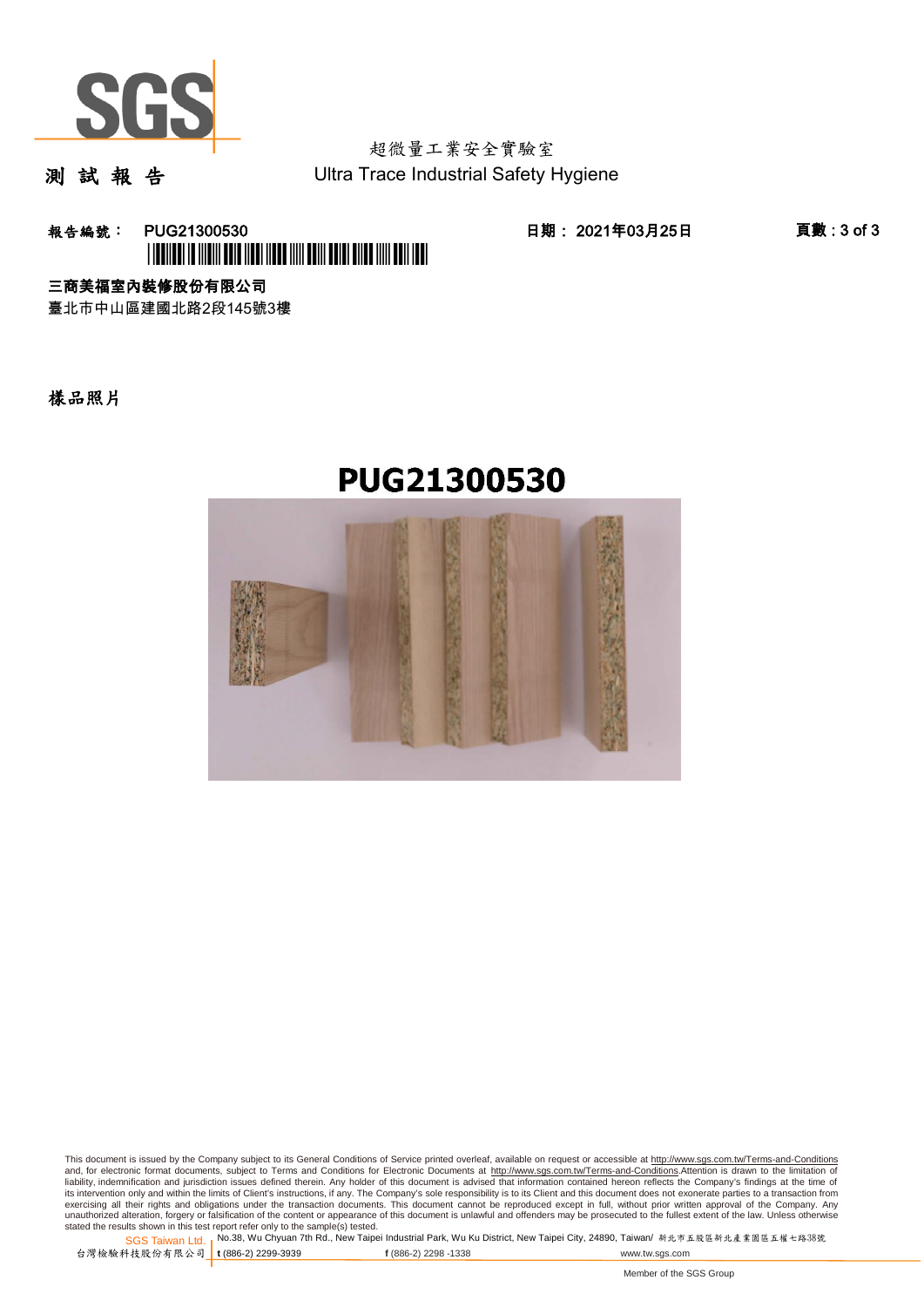超微量工業安全實驗室
Ultra Trace Industrial Safety Hygiene

# 測 試 報 告

報告編號： PUG21300530　　日期： 2021年03月25日

**三商美福室內裝修股份有限公司**
臺北市中山區建國北路2段145號3樓

## 樣品照片

PUG21300530

This document is issued by the Company subject to its General Conditions of Service printed overleaf, available on request or accessible at http://www.sgs.com.tw/Terms-and-Conditions and, for electronic format documents, subject to Terms and Conditions for Electronic Documents at http://www.sgs.com.tw/Terms-and-Conditions.Attention is drawn to the limitation of liability, indemnification and jurisdiction issues defined therein. Any holder of this document is advised that information contained hereon reflects the Company's findings at the time of its intervention only and within the limits of Client's instructions, if any. The Company's sole responsibility is to its Client and this document does not exonerate parties to a transaction from exercising all their rights and obligations under the transaction documents. This document cannot be reproduced except in full, without prior written approval of the Company. Any unauthorized alteration, forgery or falsification of the content or appearance of this document is unlawful and offenders may be prosecuted to the fullest extent of the law. Unless otherwise stated the results shown in this test report refer only to the sample(s) tested.

SGS Taiwan Ltd. 台灣檢驗科技股份有限公司 | No.38, Wu Chyuan 7th Rd., New Taipei Industrial Park, Wu Ku District, New Taipei City, 24890, Taiwan/ 新北市五股區新北產業園區五權七路38號 | t (886-2) 2299-3939 | f (886-2) 2298 -1338 | www.tw.sgs.com

Member of the SGS Group